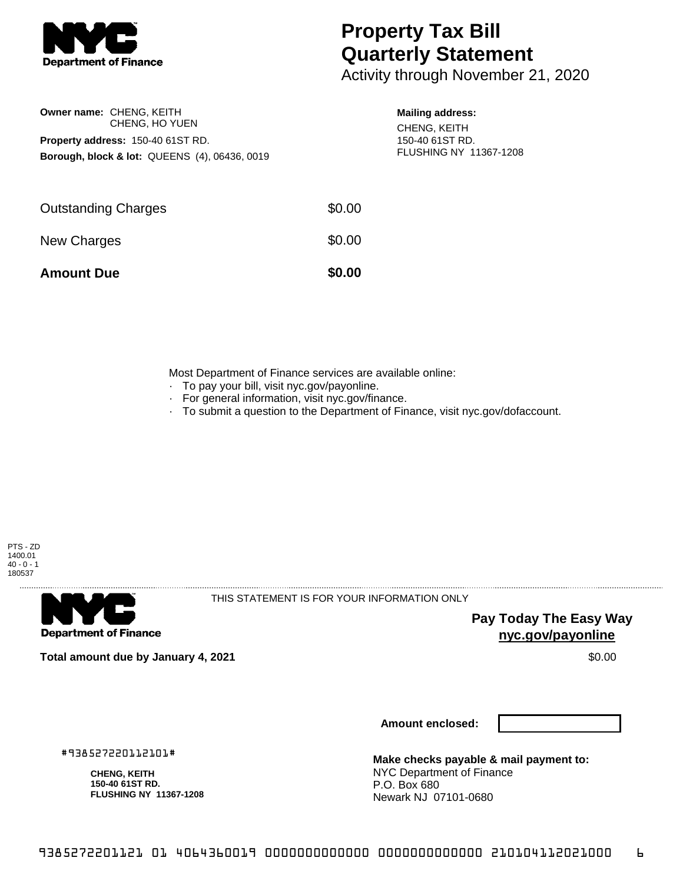# Property Tax Bill Quarterly Statement

Activity through November 21, 2020

**Owner name:** CHENG, KEITH
CHENG, HO YUEN

**Property address:** 150-40 61ST RD.

**Borough, block & lot:** QUEENS (4), 06436, 0019

**Mailing address:**
CHENG, KEITH
150-40 61ST RD.
FLUSHING NY 11367-1208

| | |
|---|---|
| Outstanding Charges | $0.00 |
| New Charges | $0.00 |
| **Amount Due** | **$0.00** |

Most Department of Finance services are available online:

- To pay your bill, visit nyc.gov/payonline.
- For general information, visit nyc.gov/finance.
- To submit a question to the Department of Finance, visit nyc.gov/dofaccount.

PTS - ZD
1400.01
40 - 0 - 1
180537

THIS STATEMENT IS FOR YOUR INFORMATION ONLY

**Pay Today The Easy Way**
**nyc.gov/payonline**

**Total amount due by January 4, 2021** $0.00

**Amount enclosed:**

#938527220112101#

**CHENG, KEITH**
**150-40 61ST RD.**
**FLUSHING NY 11367-1208**

**Make checks payable & mail payment to:**
NYC Department of Finance
P.O. Box 680
Newark NJ 07101-0680

9385272201121 01 4064360019 0000000000000 0000000000000 210104112021000 6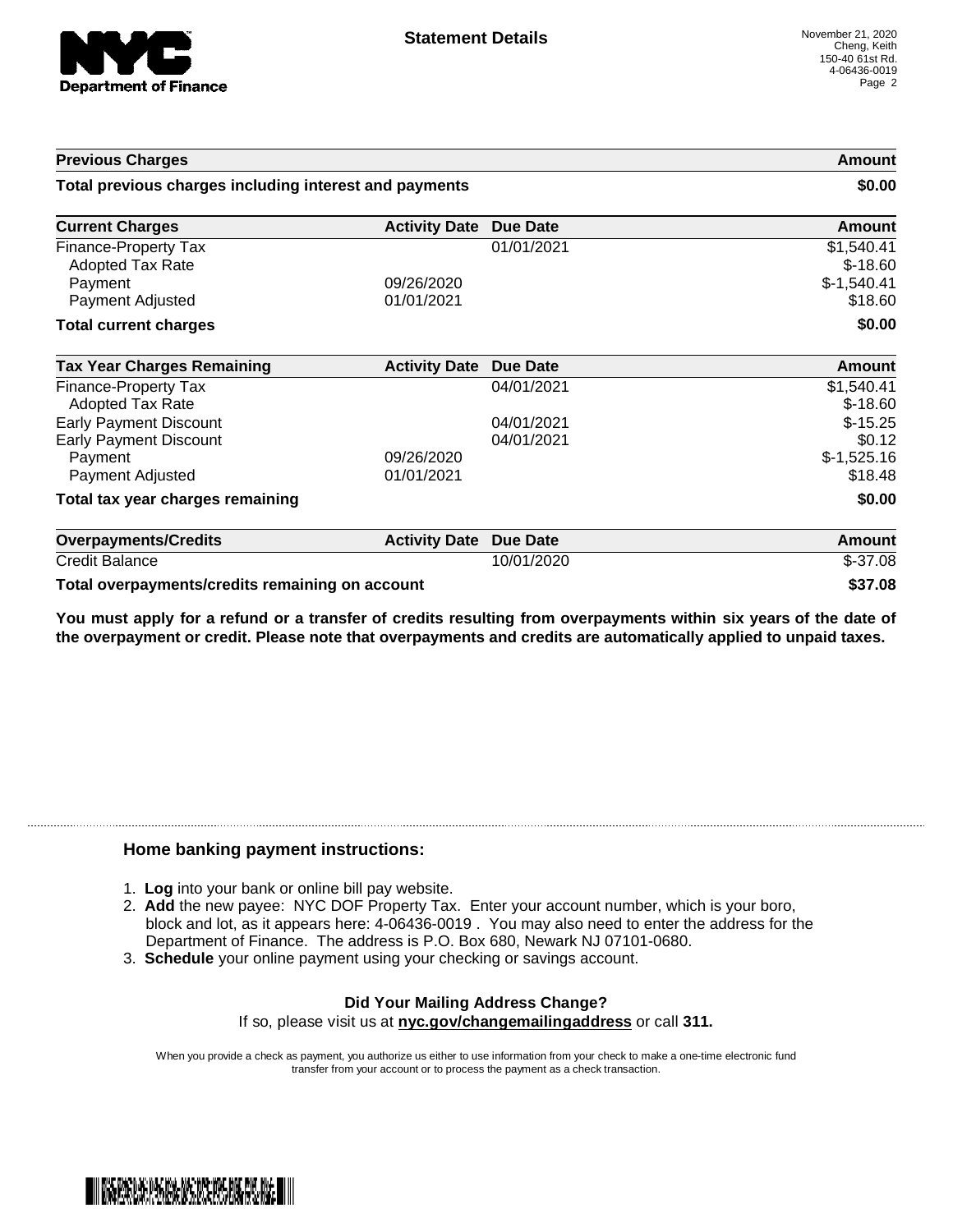# Statement Details

November 21, 2020
Cheng, Keith
150-40 61st Rd.
4-06436-0019

| Previous Charges | | | Amount |
|---|---|---|---|
| **Total previous charges including interest and payments** | | | **$0.00** |

| Current Charges | Activity Date | Due Date | Amount |
|---|---|---|---|
| Finance-Property Tax | | 01/01/2021 | $1,540.41 |
| Adopted Tax Rate | | | $-18.60 |
| Payment | 09/26/2020 | | $-1,540.41 |
| Payment Adjusted | 01/01/2021 | | $18.60 |
| **Total current charges** | | | **$0.00** |

| Tax Year Charges Remaining | Activity Date | Due Date | Amount |
|---|---|---|---|
| Finance-Property Tax | | 04/01/2021 | $1,540.41 |
| Adopted Tax Rate | | | $-18.60 |
| Early Payment Discount | | 04/01/2021 | $-15.25 |
| Early Payment Discount | | 04/01/2021 | $0.12 |
| Payment | 09/26/2020 | | $-1,525.16 |
| Payment Adjusted | 01/01/2021 | | $18.48 |
| **Total tax year charges remaining** | | | **$0.00** |

| Overpayments/Credits | Activity Date | Due Date | Amount |
|---|---|---|---|
| Credit Balance | | 10/01/2020 | $-37.08 |
| **Total overpayments/credits remaining on account** | | | **$37.08** |

**You must apply for a refund or a transfer of credits resulting from overpayments within six years of the date of the overpayment or credit. Please note that overpayments and credits are automatically applied to unpaid taxes.**

## Home banking payment instructions:

1. **Log** into your bank or online bill pay website.
2. **Add** the new payee: NYC DOF Property Tax. Enter your account number, which is your boro, block and lot, as it appears here: 4-06436-0019 . You may also need to enter the address for the Department of Finance. The address is P.O. Box 680, Newark NJ 07101-0680.
3. **Schedule** your online payment using your checking or savings account.

**Did Your Mailing Address Change?**

If so, please visit us at **nyc.gov/changemailingaddress** or call **311.**

When you provide a check as payment, you authorize us either to use information from your check to make a one-time electronic fund transfer from your account or to process the payment as a check transaction.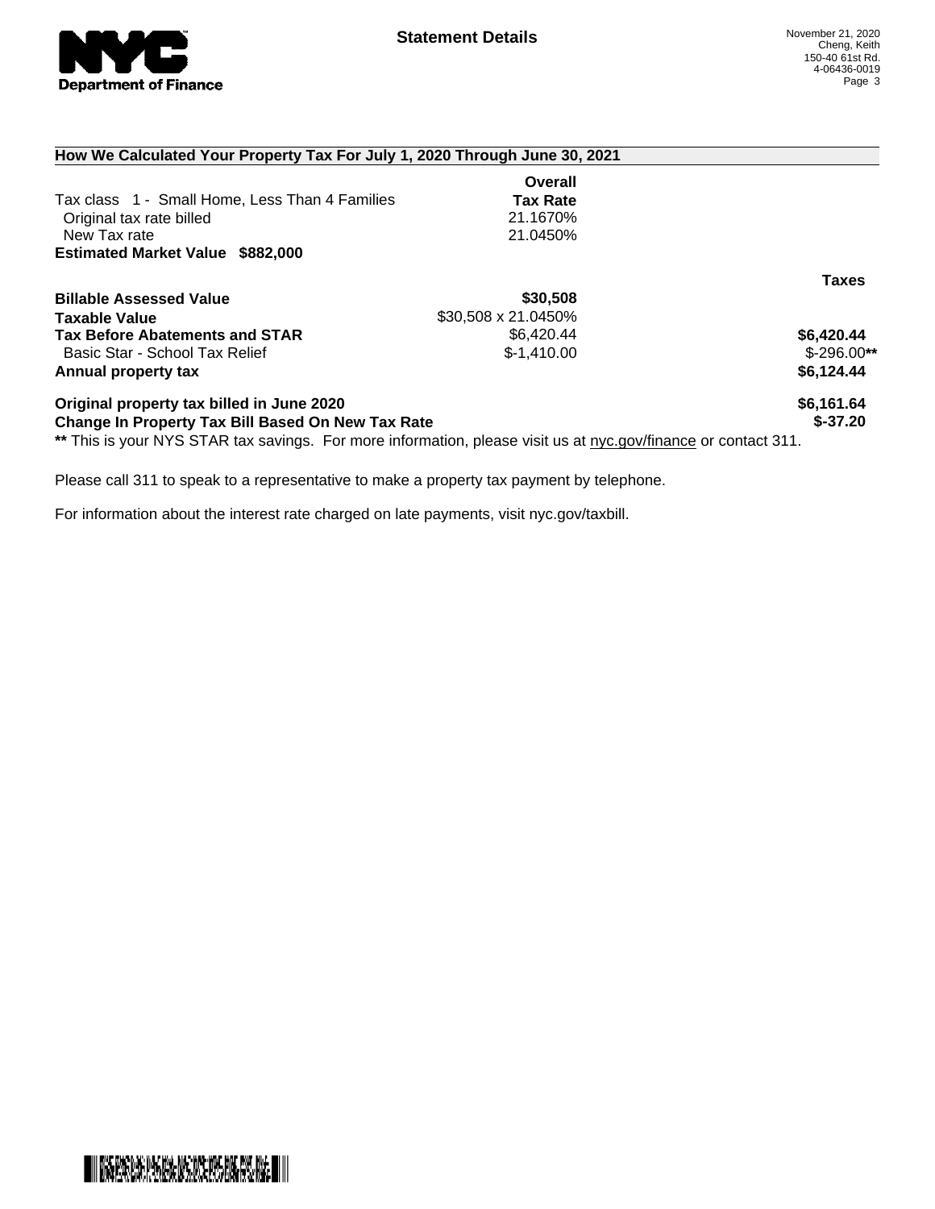## Statement Details

November 21, 2020
Cheng, Keith
150-40 61st Rd.
4-06436-0019

### How We Calculated Your Property Tax For July 1, 2020 Through June 30, 2021

| | Overall Tax Rate | Taxes |
|---|---|---|
| Tax class 1 - Small Home, Less Than 4 Families | | |
| Original tax rate billed | 21.1670% | |
| New Tax rate | 21.0450% | |
| **Estimated Market Value $882,000** | | |
| **Billable Assessed Value** | **$30,508** | |
| **Taxable Value** | $30,508 x 21.0450% | |
| **Tax Before Abatements and STAR** | $6,420.44 | **$6,420.44** |
| Basic Star - School Tax Relief | $-1,410.00 | $-296.00** |
| **Annual property tax** | | **$6,124.44** |
| **Original property tax billed in June 2020** | | **$6,161.64** |
| **Change In Property Tax Bill Based On New Tax Rate** | | **$-37.20** |

** This is your NYS STAR tax savings. For more information, please visit us at nyc.gov/finance or contact 311.

Please call 311 to speak to a representative to make a property tax payment by telephone.

For information about the interest rate charged on late payments, visit nyc.gov/taxbill.